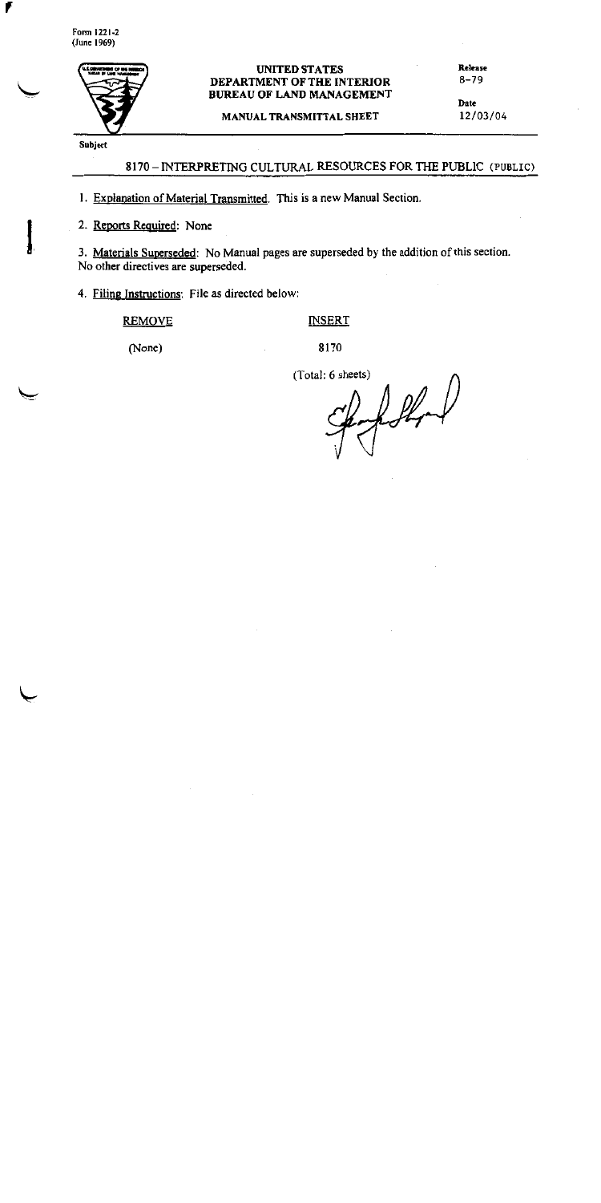Form 1221-2
(June 1969)

**UNITED STATES**
**DEPARTMENT OF THE INTERIOR**
**BUREAU OF LAND MANAGEMENT**

**MANUAL TRANSMITTAL SHEET**

Release
8-79

Date
12/03/04

Subject

8170 – INTERPRETING CULTURAL RESOURCES FOR THE PUBLIC (PUBLIC)

1. Explanation of Material Transmitted. This is a new Manual Section.

2. Reports Required: None

3. Materials Superseded: No Manual pages are superseded by the addition of this section. No other directives are superseded.

4. Filing Instructions: File as directed below:

| REMOVE | INSERT |
|---|---|
| (None) | 8170 |
| | (Total: 6 sheets) |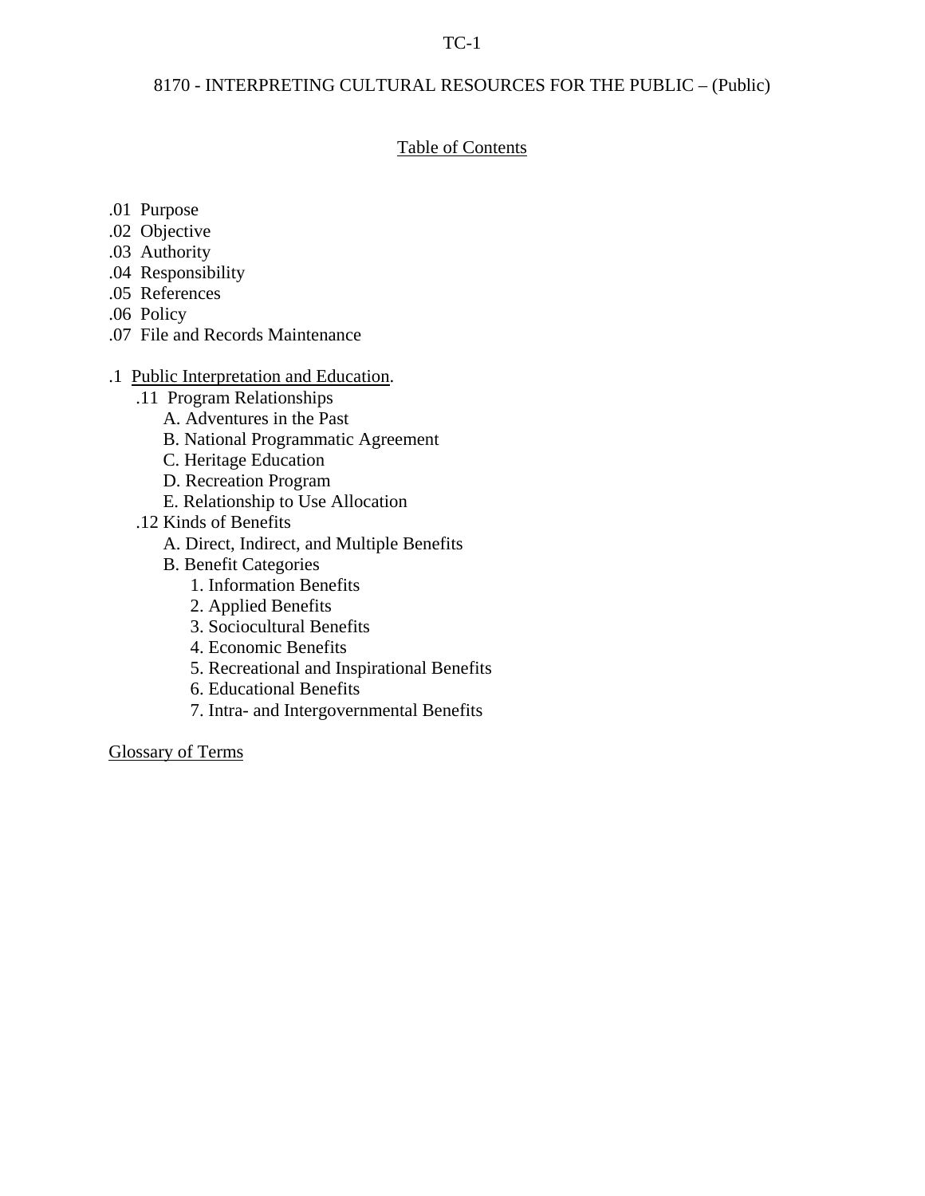# 8170 - INTERPRETING CULTURAL RESOURCES FOR THE PUBLIC – (Public)

## Table of Contents

.01 Purpose
.02 Objective
.03 Authority
.04 Responsibility
.05 References
.06 Policy
.07 File and Records Maintenance

.1 Public Interpretation and Education.

- .11 Program Relationships
  - A. Adventures in the Past
  - B. National Programmatic Agreement
  - C. Heritage Education
  - D. Recreation Program
  - E. Relationship to Use Allocation
- .12 Kinds of Benefits
  - A. Direct, Indirect, and Multiple Benefits
  - B. Benefit Categories
    1. Information Benefits
    2. Applied Benefits
    3. Sociocultural Benefits
    4. Economic Benefits
    5. Recreational and Inspirational Benefits
    6. Educational Benefits
    7. Intra- and Intergovernmental Benefits

Glossary of Terms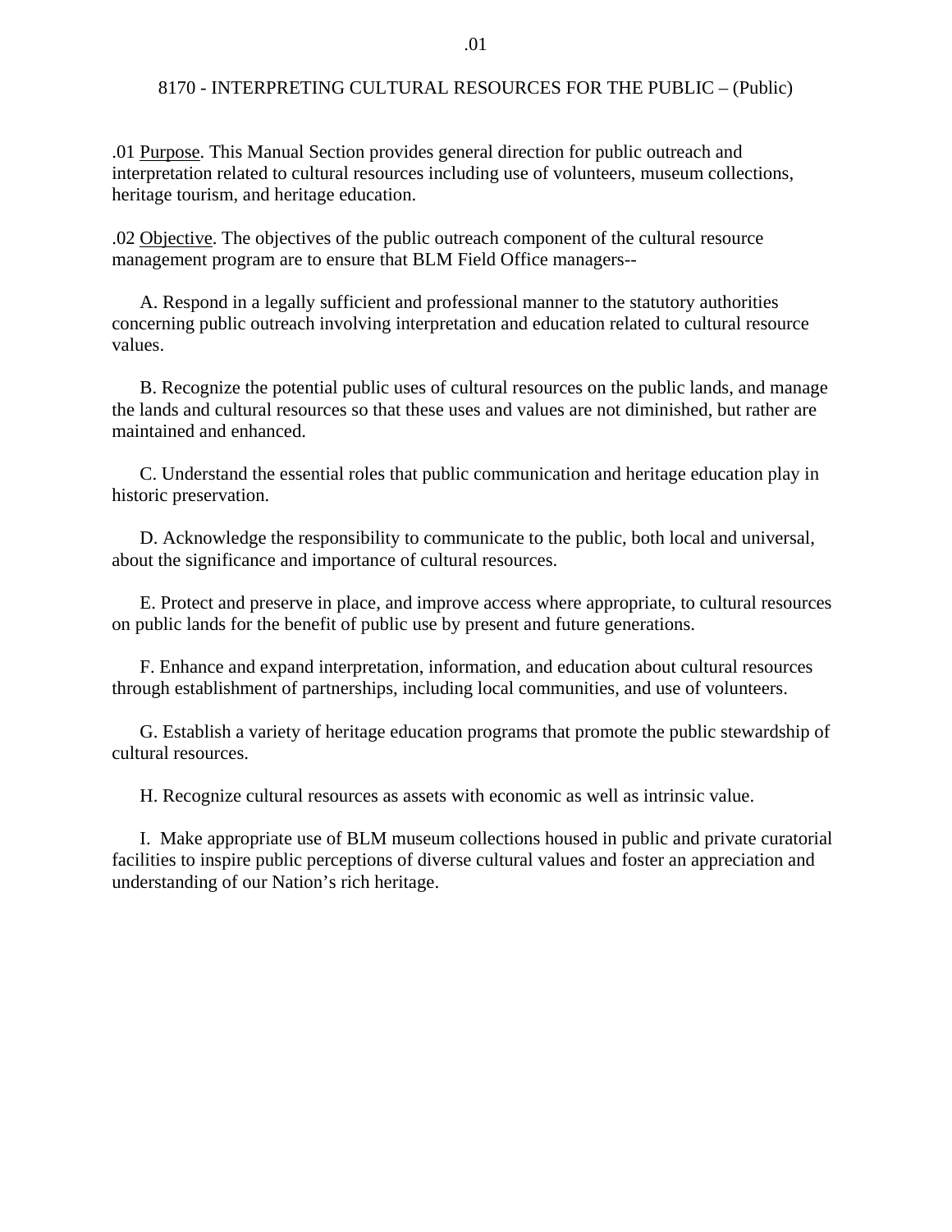# 8170 - INTERPRETING CULTURAL RESOURCES FOR THE PUBLIC – (Public)

.01 Purpose. This Manual Section provides general direction for public outreach and interpretation related to cultural resources including use of volunteers, museum collections, heritage tourism, and heritage education.

.02 Objective. The objectives of the public outreach component of the cultural resource management program are to ensure that BLM Field Office managers--

A. Respond in a legally sufficient and professional manner to the statutory authorities concerning public outreach involving interpretation and education related to cultural resource values.

B. Recognize the potential public uses of cultural resources on the public lands, and manage the lands and cultural resources so that these uses and values are not diminished, but rather are maintained and enhanced.

C. Understand the essential roles that public communication and heritage education play in historic preservation.

D. Acknowledge the responsibility to communicate to the public, both local and universal, about the significance and importance of cultural resources.

E. Protect and preserve in place, and improve access where appropriate, to cultural resources on public lands for the benefit of public use by present and future generations.

F. Enhance and expand interpretation, information, and education about cultural resources through establishment of partnerships, including local communities, and use of volunteers.

G. Establish a variety of heritage education programs that promote the public stewardship of cultural resources.

H. Recognize cultural resources as assets with economic as well as intrinsic value.

I. Make appropriate use of BLM museum collections housed in public and private curatorial facilities to inspire public perceptions of diverse cultural values and foster an appreciation and understanding of our Nation’s rich heritage.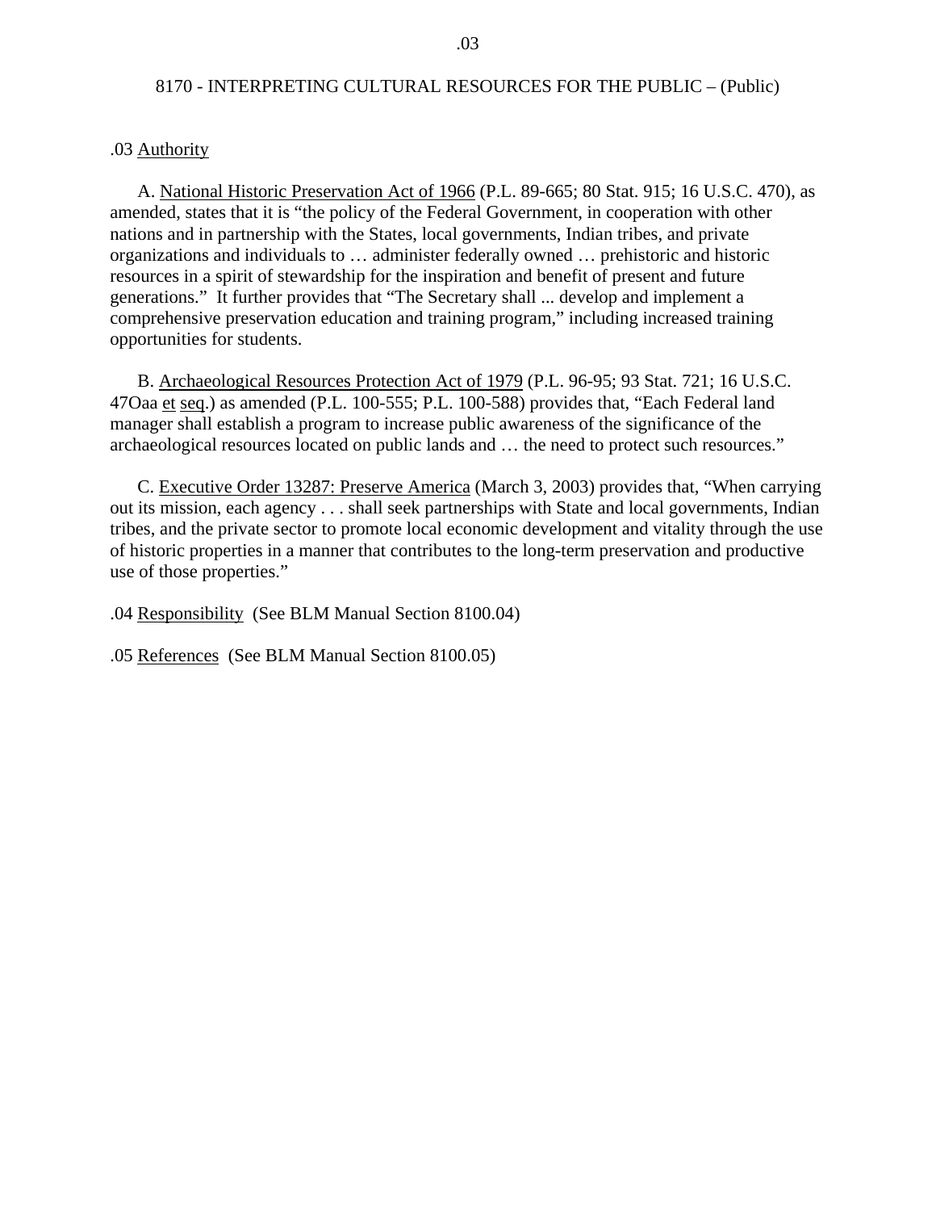.03 Authority

A. National Historic Preservation Act of 1966 (P.L. 89-665; 80 Stat. 915; 16 U.S.C. 470), as amended, states that it is “the policy of the Federal Government, in cooperation with other nations and in partnership with the States, local governments, Indian tribes, and private organizations and individuals to … administer federally owned … prehistoric and historic resources in a spirit of stewardship for the inspiration and benefit of present and future generations.” It further provides that “The Secretary shall ... develop and implement a comprehensive preservation education and training program,” including increased training opportunities for students.

B. Archaeological Resources Protection Act of 1979 (P.L. 96-95; 93 Stat. 721; 16 U.S.C. 47Oaa et seq.) as amended (P.L. 100-555; P.L. 100-588) provides that, “Each Federal land manager shall establish a program to increase public awareness of the significance of the archaeological resources located on public lands and … the need to protect such resources.”

C. Executive Order 13287: Preserve America (March 3, 2003) provides that, “When carrying out its mission, each agency . . . shall seek partnerships with State and local governments, Indian tribes, and the private sector to promote local economic development and vitality through the use of historic properties in a manner that contributes to the long-term preservation and productive use of those properties.”

.04 Responsibility (See BLM Manual Section 8100.04)

.05 References (See BLM Manual Section 8100.05)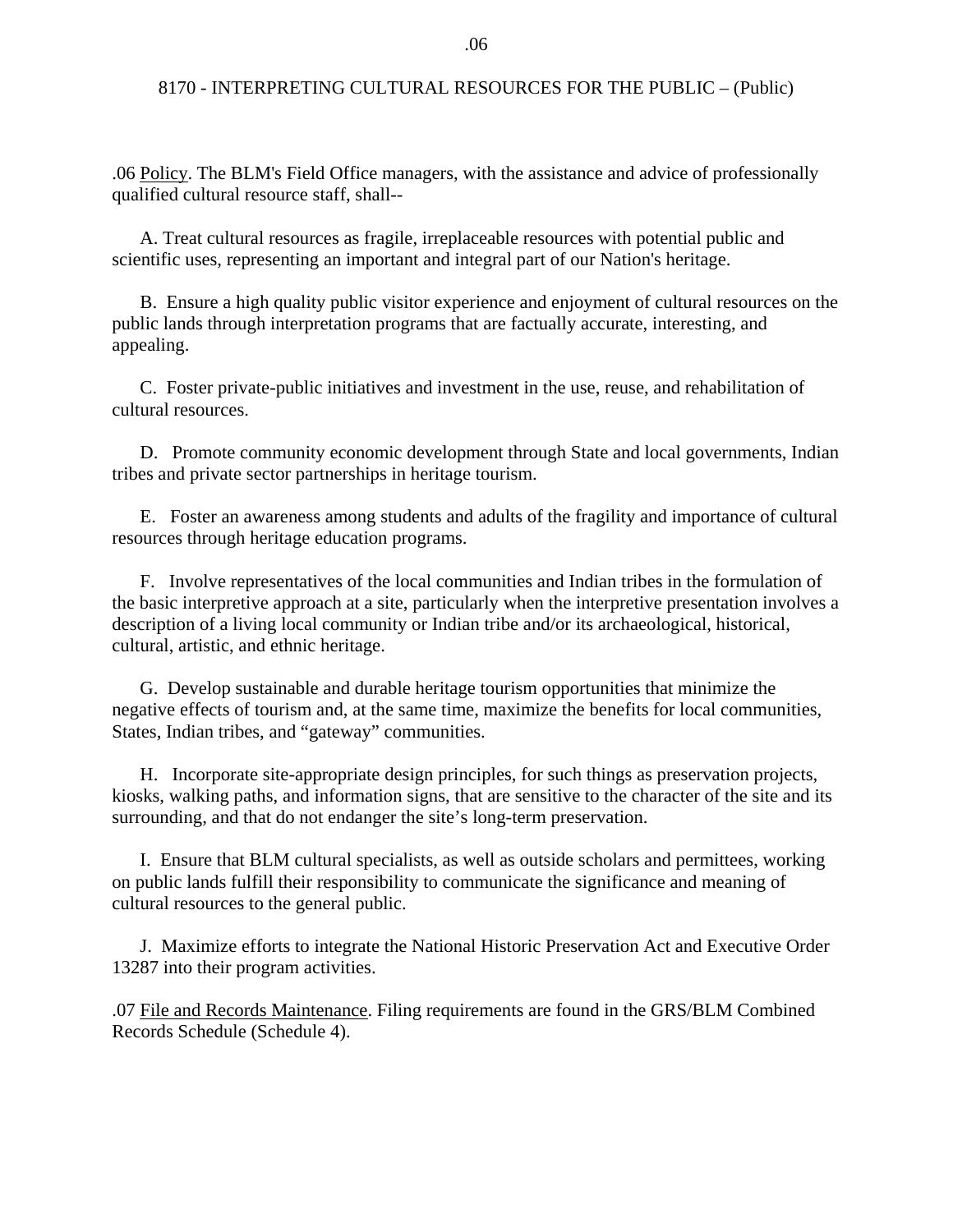.06 Policy. The BLM's Field Office managers, with the assistance and advice of professionally qualified cultural resource staff, shall--

A. Treat cultural resources as fragile, irreplaceable resources with potential public and scientific uses, representing an important and integral part of our Nation's heritage.

B. Ensure a high quality public visitor experience and enjoyment of cultural resources on the public lands through interpretation programs that are factually accurate, interesting, and appealing.

C. Foster private-public initiatives and investment in the use, reuse, and rehabilitation of cultural resources.

D. Promote community economic development through State and local governments, Indian tribes and private sector partnerships in heritage tourism.

E. Foster an awareness among students and adults of the fragility and importance of cultural resources through heritage education programs.

F. Involve representatives of the local communities and Indian tribes in the formulation of the basic interpretive approach at a site, particularly when the interpretive presentation involves a description of a living local community or Indian tribe and/or its archaeological, historical, cultural, artistic, and ethnic heritage.

G. Develop sustainable and durable heritage tourism opportunities that minimize the negative effects of tourism and, at the same time, maximize the benefits for local communities, States, Indian tribes, and “gateway” communities.

H. Incorporate site-appropriate design principles, for such things as preservation projects, kiosks, walking paths, and information signs, that are sensitive to the character of the site and its surrounding, and that do not endanger the site’s long-term preservation.

I. Ensure that BLM cultural specialists, as well as outside scholars and permittees, working on public lands fulfill their responsibility to communicate the significance and meaning of cultural resources to the general public.

J. Maximize efforts to integrate the National Historic Preservation Act and Executive Order 13287 into their program activities.

.07 File and Records Maintenance. Filing requirements are found in the GRS/BLM Combined Records Schedule (Schedule 4).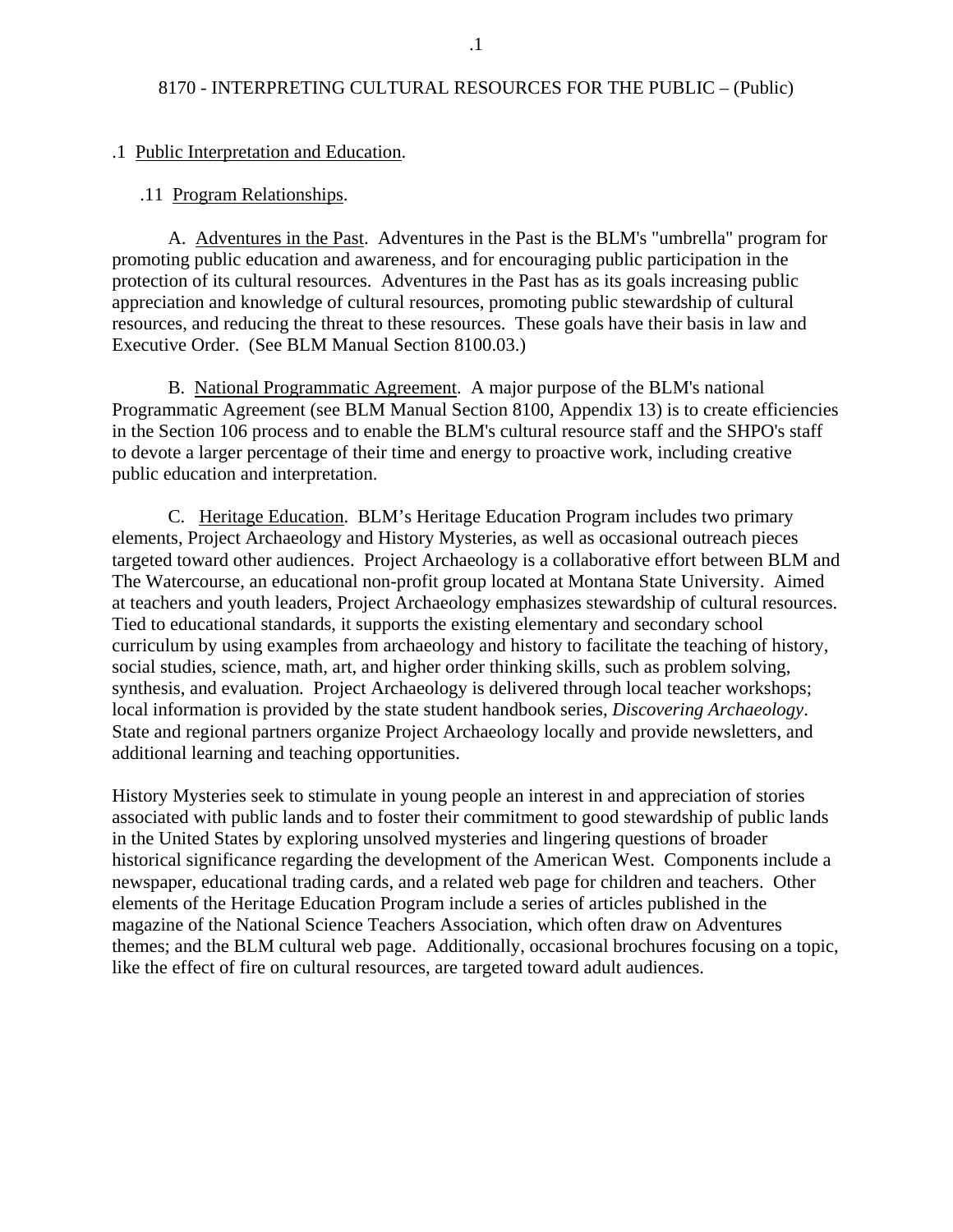# 8170 - INTERPRETING CULTURAL RESOURCES FOR THE PUBLIC – (Public)

## .1 Public Interpretation and Education.

### .11 Program Relationships.

A. Adventures in the Past. Adventures in the Past is the BLM's "umbrella" program for promoting public education and awareness, and for encouraging public participation in the protection of its cultural resources. Adventures in the Past has as its goals increasing public appreciation and knowledge of cultural resources, promoting public stewardship of cultural resources, and reducing the threat to these resources. These goals have their basis in law and Executive Order. (See BLM Manual Section 8100.03.)

B. National Programmatic Agreement. A major purpose of the BLM's national Programmatic Agreement (see BLM Manual Section 8100, Appendix 13) is to create efficiencies in the Section 106 process and to enable the BLM's cultural resource staff and the SHPO's staff to devote a larger percentage of their time and energy to proactive work, including creative public education and interpretation.

C. Heritage Education. BLM's Heritage Education Program includes two primary elements, Project Archaeology and History Mysteries, as well as occasional outreach pieces targeted toward other audiences. Project Archaeology is a collaborative effort between BLM and The Watercourse, an educational non-profit group located at Montana State University. Aimed at teachers and youth leaders, Project Archaeology emphasizes stewardship of cultural resources. Tied to educational standards, it supports the existing elementary and secondary school curriculum by using examples from archaeology and history to facilitate the teaching of history, social studies, science, math, art, and higher order thinking skills, such as problem solving, synthesis, and evaluation. Project Archaeology is delivered through local teacher workshops; local information is provided by the state student handbook series, *Discovering Archaeology*. State and regional partners organize Project Archaeology locally and provide newsletters, and additional learning and teaching opportunities.

History Mysteries seek to stimulate in young people an interest in and appreciation of stories associated with public lands and to foster their commitment to good stewardship of public lands in the United States by exploring unsolved mysteries and lingering questions of broader historical significance regarding the development of the American West. Components include a newspaper, educational trading cards, and a related web page for children and teachers. Other elements of the Heritage Education Program include a series of articles published in the magazine of the National Science Teachers Association, which often draw on Adventures themes; and the BLM cultural web page. Additionally, occasional brochures focusing on a topic, like the effect of fire on cultural resources, are targeted toward adult audiences.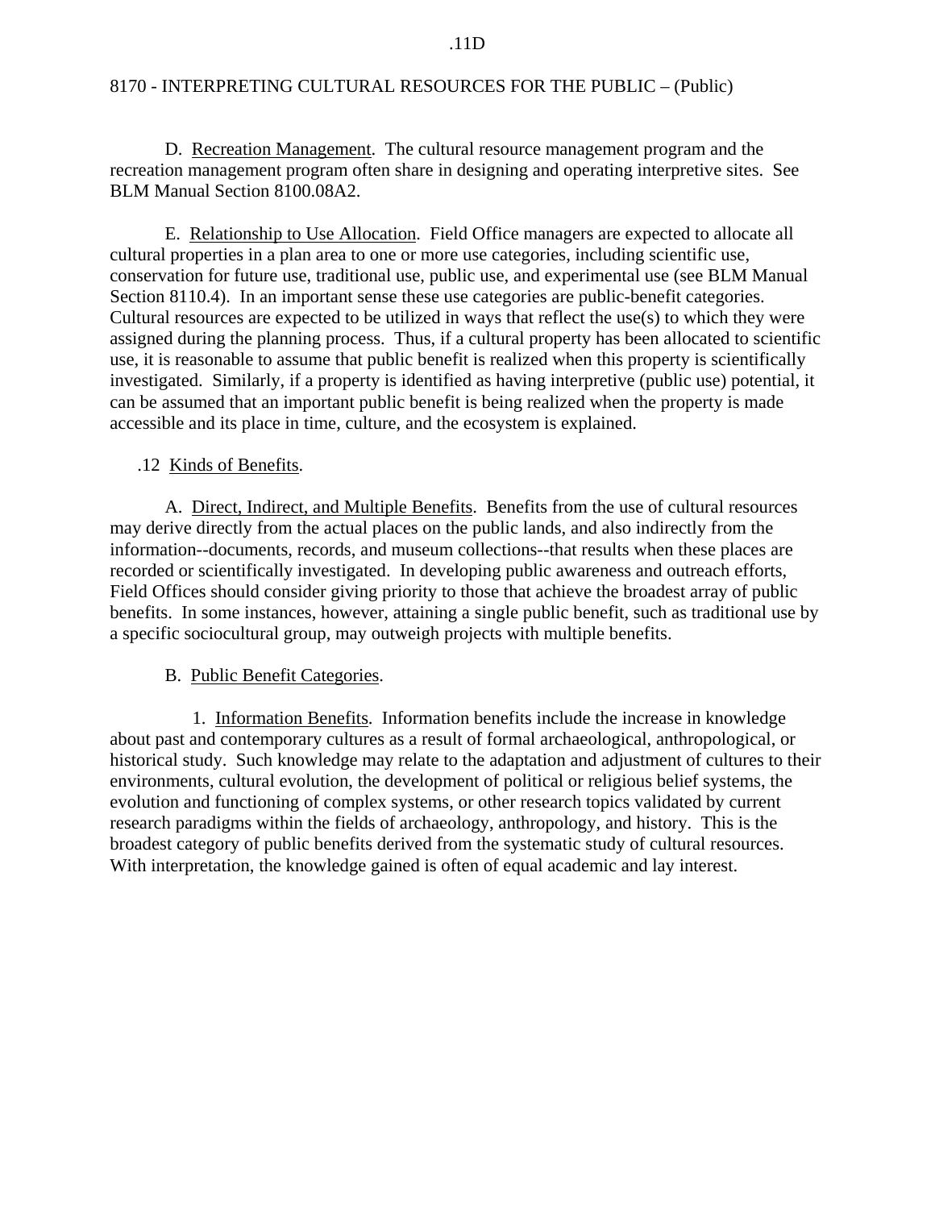D. Recreation Management. The cultural resource management program and the recreation management program often share in designing and operating interpretive sites. See BLM Manual Section 8100.08A2.

E. Relationship to Use Allocation. Field Office managers are expected to allocate all cultural properties in a plan area to one or more use categories, including scientific use, conservation for future use, traditional use, public use, and experimental use (see BLM Manual Section 8110.4). In an important sense these use categories are public-benefit categories. Cultural resources are expected to be utilized in ways that reflect the use(s) to which they were assigned during the planning process. Thus, if a cultural property has been allocated to scientific use, it is reasonable to assume that public benefit is realized when this property is scientifically investigated. Similarly, if a property is identified as having interpretive (public use) potential, it can be assumed that an important public benefit is being realized when the property is made accessible and its place in time, culture, and the ecosystem is explained.

## .12 Kinds of Benefits.

A. Direct, Indirect, and Multiple Benefits. Benefits from the use of cultural resources may derive directly from the actual places on the public lands, and also indirectly from the information--documents, records, and museum collections--that results when these places are recorded or scientifically investigated. In developing public awareness and outreach efforts, Field Offices should consider giving priority to those that achieve the broadest array of public benefits. In some instances, however, attaining a single public benefit, such as traditional use by a specific sociocultural group, may outweigh projects with multiple benefits.

B. Public Benefit Categories.

1. Information Benefits. Information benefits include the increase in knowledge about past and contemporary cultures as a result of formal archaeological, anthropological, or historical study. Such knowledge may relate to the adaptation and adjustment of cultures to their environments, cultural evolution, the development of political or religious belief systems, the evolution and functioning of complex systems, or other research topics validated by current research paradigms within the fields of archaeology, anthropology, and history. This is the broadest category of public benefits derived from the systematic study of cultural resources. With interpretation, the knowledge gained is often of equal academic and lay interest.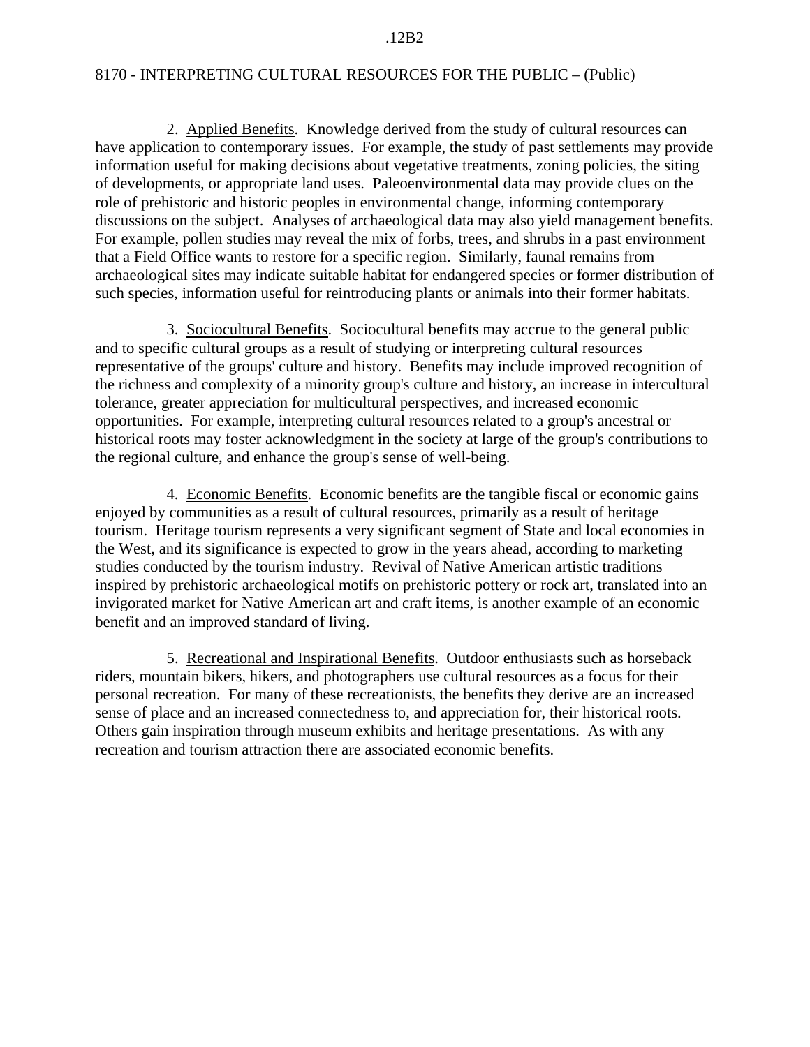2. Applied Benefits. Knowledge derived from the study of cultural resources can have application to contemporary issues. For example, the study of past settlements may provide information useful for making decisions about vegetative treatments, zoning policies, the siting of developments, or appropriate land uses. Paleoenvironmental data may provide clues on the role of prehistoric and historic peoples in environmental change, informing contemporary discussions on the subject. Analyses of archaeological data may also yield management benefits. For example, pollen studies may reveal the mix of forbs, trees, and shrubs in a past environment that a Field Office wants to restore for a specific region. Similarly, faunal remains from archaeological sites may indicate suitable habitat for endangered species or former distribution of such species, information useful for reintroducing plants or animals into their former habitats.

3. Sociocultural Benefits. Sociocultural benefits may accrue to the general public and to specific cultural groups as a result of studying or interpreting cultural resources representative of the groups' culture and history. Benefits may include improved recognition of the richness and complexity of a minority group's culture and history, an increase in intercultural tolerance, greater appreciation for multicultural perspectives, and increased economic opportunities. For example, interpreting cultural resources related to a group's ancestral or historical roots may foster acknowledgment in the society at large of the group's contributions to the regional culture, and enhance the group's sense of well-being.

4. Economic Benefits. Economic benefits are the tangible fiscal or economic gains enjoyed by communities as a result of cultural resources, primarily as a result of heritage tourism. Heritage tourism represents a very significant segment of State and local economies in the West, and its significance is expected to grow in the years ahead, according to marketing studies conducted by the tourism industry. Revival of Native American artistic traditions inspired by prehistoric archaeological motifs on prehistoric pottery or rock art, translated into an invigorated market for Native American art and craft items, is another example of an economic benefit and an improved standard of living.

5. Recreational and Inspirational Benefits. Outdoor enthusiasts such as horseback riders, mountain bikers, hikers, and photographers use cultural resources as a focus for their personal recreation. For many of these recreationists, the benefits they derive are an increased sense of place and an increased connectedness to, and appreciation for, their historical roots. Others gain inspiration through museum exhibits and heritage presentations. As with any recreation and tourism attraction there are associated economic benefits.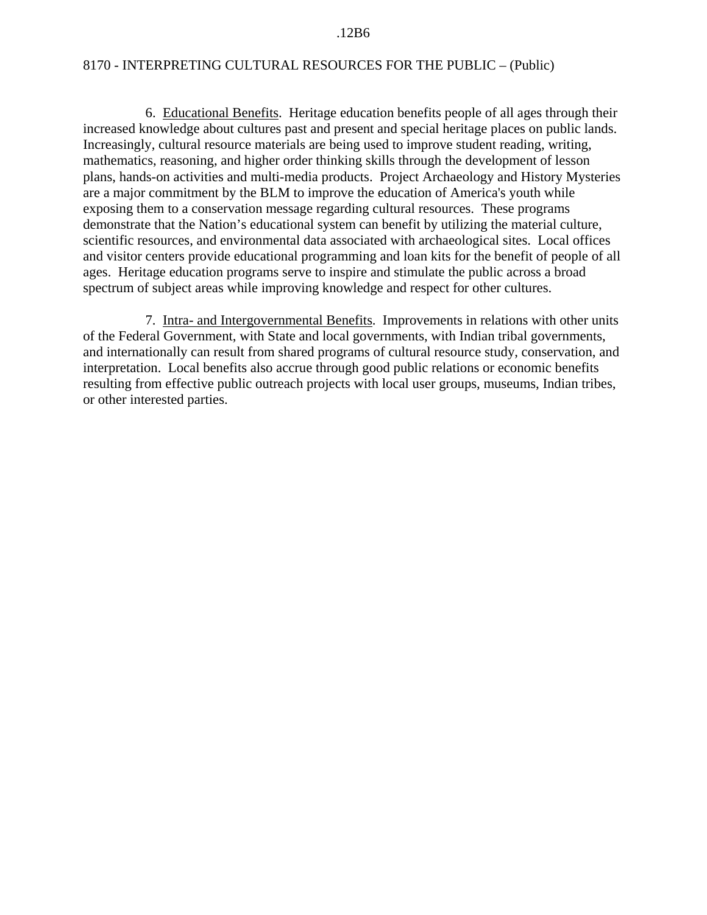6. Educational Benefits. Heritage education benefits people of all ages through their increased knowledge about cultures past and present and special heritage places on public lands. Increasingly, cultural resource materials are being used to improve student reading, writing, mathematics, reasoning, and higher order thinking skills through the development of lesson plans, hands-on activities and multi-media products. Project Archaeology and History Mysteries are a major commitment by the BLM to improve the education of America's youth while exposing them to a conservation message regarding cultural resources. These programs demonstrate that the Nation's educational system can benefit by utilizing the material culture, scientific resources, and environmental data associated with archaeological sites. Local offices and visitor centers provide educational programming and loan kits for the benefit of people of all ages. Heritage education programs serve to inspire and stimulate the public across a broad spectrum of subject areas while improving knowledge and respect for other cultures.

7. Intra- and Intergovernmental Benefits. Improvements in relations with other units of the Federal Government, with State and local governments, with Indian tribal governments, and internationally can result from shared programs of cultural resource study, conservation, and interpretation. Local benefits also accrue through good public relations or economic benefits resulting from effective public outreach projects with local user groups, museums, Indian tribes, or other interested parties.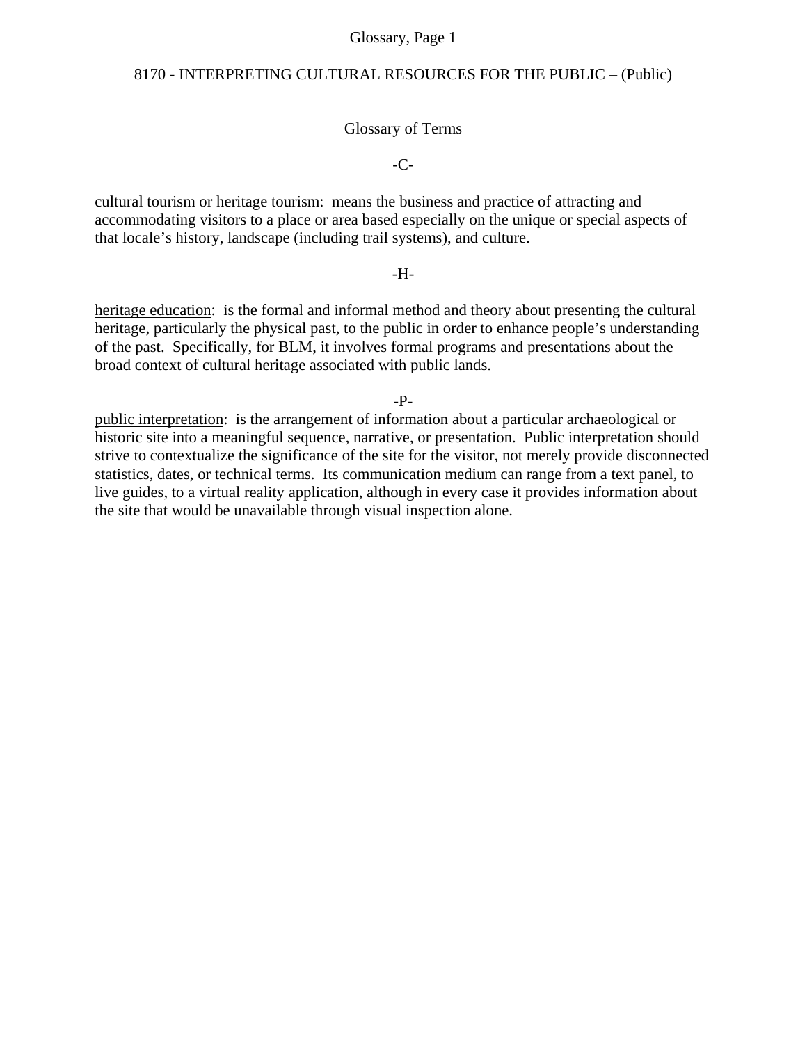## Glossary of Terms

-C-

cultural tourism or heritage tourism: means the business and practice of attracting and accommodating visitors to a place or area based especially on the unique or special aspects of that locale's history, landscape (including trail systems), and culture.

-H-

heritage education: is the formal and informal method and theory about presenting the cultural heritage, particularly the physical past, to the public in order to enhance people's understanding of the past. Specifically, for BLM, it involves formal programs and presentations about the broad context of cultural heritage associated with public lands.

-P-

public interpretation: is the arrangement of information about a particular archaeological or historic site into a meaningful sequence, narrative, or presentation. Public interpretation should strive to contextualize the significance of the site for the visitor, not merely provide disconnected statistics, dates, or technical terms. Its communication medium can range from a text panel, to live guides, to a virtual reality application, although in every case it provides information about the site that would be unavailable through visual inspection alone.